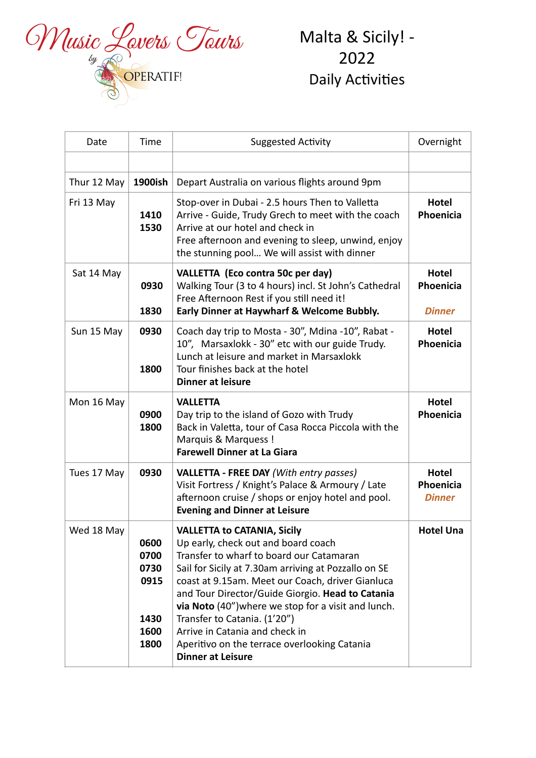Music Lovers Tours by OPERATIF!

# Malta & Sicily! - 2022 Daily Activities

| Date | Time | Suggested Activity | Overnight |
|---|---|---|---|
| | | | |
| Thur 12 May | **1900ish** | Depart Australia on various flights around 9pm | |
| Fri 13 May | <br>**1410**<br>**1530** | Stop-over in Dubai - 2.5 hours Then to Valletta<br>Arrive - Guide, Trudy Grech to meet with the coach<br>Arrive at our hotel and check in<br>Free afternoon and evening to sleep, unwind, enjoy the stunning pool… We will assist with dinner | **Hotel Phoenicia** |
| Sat 14 May | <br>**0930**<br><br>**1830** | **VALLETTA (Eco contra 50c per day)**<br>Walking Tour (3 to 4 hours) incl. St John's Cathedral<br>Free Afternoon Rest if you still need it!<br>**Early Dinner at Haywharf & Welcome Bubbly.** | **Hotel Phoenicia**<br><br>***Dinner*** |
| Sun 15 May | **0930**<br><br><br>**1800** | Coach day trip to Mosta - 30", Mdina -10", Rabat - 10", Marsaxlokk - 30" etc with our guide Trudy.<br>Lunch at leisure and market in Marsaxlokk<br>Tour finishes back at the hotel<br>**Dinner at leisure** | **Hotel Phoenicia** |
| Mon 16 May | <br>**0900**<br>**1800** | **VALLETTA**<br>Day trip to the island of Gozo with Trudy<br>Back in Valetta, tour of Casa Rocca Piccola with the Marquis & Marquess !<br>**Farewell Dinner at La Giara** | **Hotel Phoenicia** |
| Tues 17 May | **0930** | **VALLETTA - FREE DAY** *(With entry passes)*<br>Visit Fortress / Knight's Palace & Armoury / Late afternoon cruise / shops or enjoy hotel and pool.<br>**Evening and Dinner at Leisure** | **Hotel Phoenicia**<br>***Dinner*** |
| Wed 18 May | <br>**0600**<br>**0700**<br>**0730**<br>**0915**<br><br><br>**1430**<br>**1600**<br>**1800** | **VALLETTA to CATANIA, Sicily**<br>Up early, check out and board coach<br>Transfer to wharf to board our Catamaran<br>Sail for Sicily at 7.30am arriving at Pozzallo on SE coast at 9.15am. Meet our Coach, driver Gianluca and Tour Director/Guide Giorgio. **Head to Catania via Noto** (40")where we stop for a visit and lunch.<br>Transfer to Catania. (1'20")<br>Arrive in Catania and check in<br>Aperitivo on the terrace overlooking Catania<br>**Dinner at Leisure** | **Hotel Una** |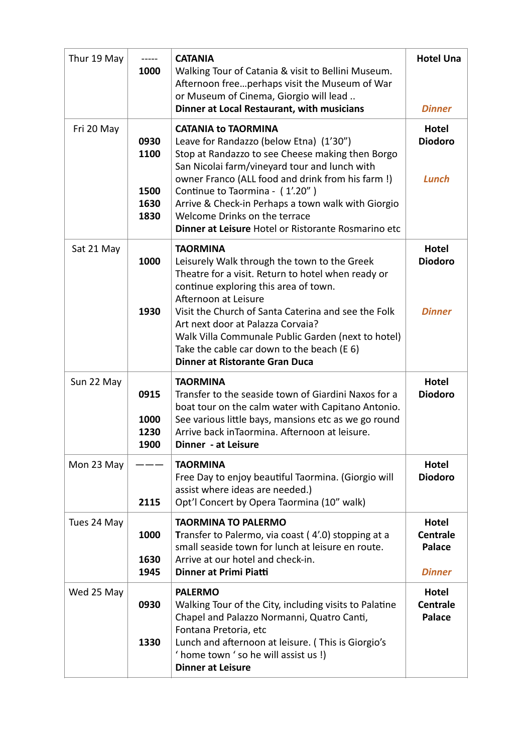| | | | |
|---|---|---|---|
| Thur 19 May | -----<br>1000 | **CATANIA**<br>Walking Tour of Catania & visit to Bellini Museum. Afternoon free…perhaps visit the Museum of War or Museum of Cinema, Giorgio will lead ..<br>**Dinner at Local Restaurant, with musicians** | **Hotel Una**<br><br>***Dinner*** |
| Fri 20 May | <br>**0930**<br>**1100**<br><br>**1500**<br>**1630**<br>**1830** | **CATANIA to TAORMINA**<br>Leave for Randazzo (below Etna) (1'30")<br>Stop at Randazzo to see Cheese making then Borgo San Nicolai farm/vineyard tour and lunch with owner Franco (ALL food and drink from his farm !)<br>Continue to Taormina - ( 1'.20" )<br>Arrive & Check-in Perhaps a town walk with Giorgio<br>Welcome Drinks on the terrace<br>**Dinner at Leisure** Hotel or Ristorante Rosmarino etc | **Hotel Diodoro**<br><br>***Lunch*** |
| Sat 21 May | <br>**1000**<br><br><br><br>**1930** | **TAORMINA**<br>Leisurely Walk through the town to the Greek Theatre for a visit. Return to hotel when ready or continue exploring this area of town.<br>Afternoon at Leisure<br>Visit the Church of Santa Caterina and see the Folk Art next door at Palazza Corvaia?<br>Walk Villa Communale Public Garden (next to hotel)<br>Take the cable car down to the beach (E 6)<br>**Dinner at Ristorante Gran Duca** | **Hotel Diodoro**<br><br>***Dinner*** |
| Sun 22 May | <br>**0915**<br><br>**1000**<br>**1230**<br>**1900** | **TAORMINA**<br>Transfer to the seaside town of Giardini Naxos for a boat tour on the calm water with Capitano Antonio.<br>See various little bays, mansions etc as we go round<br>Arrive back inTaormina. Afternoon at leisure.<br>**Dinner - at Leisure** | **Hotel Diodoro** |
| Mon 23 May | ——— <br><br>**2115** | **TAORMINA**<br>Free Day to enjoy beautiful Taormina. (Giorgio will assist where ideas are needed.)<br>Opt'l Concert by Opera Taormina (10" walk) | **Hotel Diodoro** |
| Tues 24 May | <br>**1000**<br><br>**1630**<br>**1945** | **TAORMINA TO PALERMO**<br>**T**ransfer to Palermo, via coast ( 4'.0) stopping at a small seaside town for lunch at leisure en route.<br>Arrive at our hotel and check-in.<br>**Dinner at Primi Piatti** | **Hotel Centrale Palace**<br><br>***Dinner*** |
| Wed 25 May | <br>**0930**<br><br><br>**1330** | **PALERMO**<br>Walking Tour of the City, including visits to Palatine Chapel and Palazzo Normanni, Quatro Canti, Fontana Pretoria, etc<br>Lunch and afternoon at leisure. ( This is Giorgio's ' home town ' so he will assist us !)<br>**Dinner at Leisure** | **Hotel Centrale Palace** |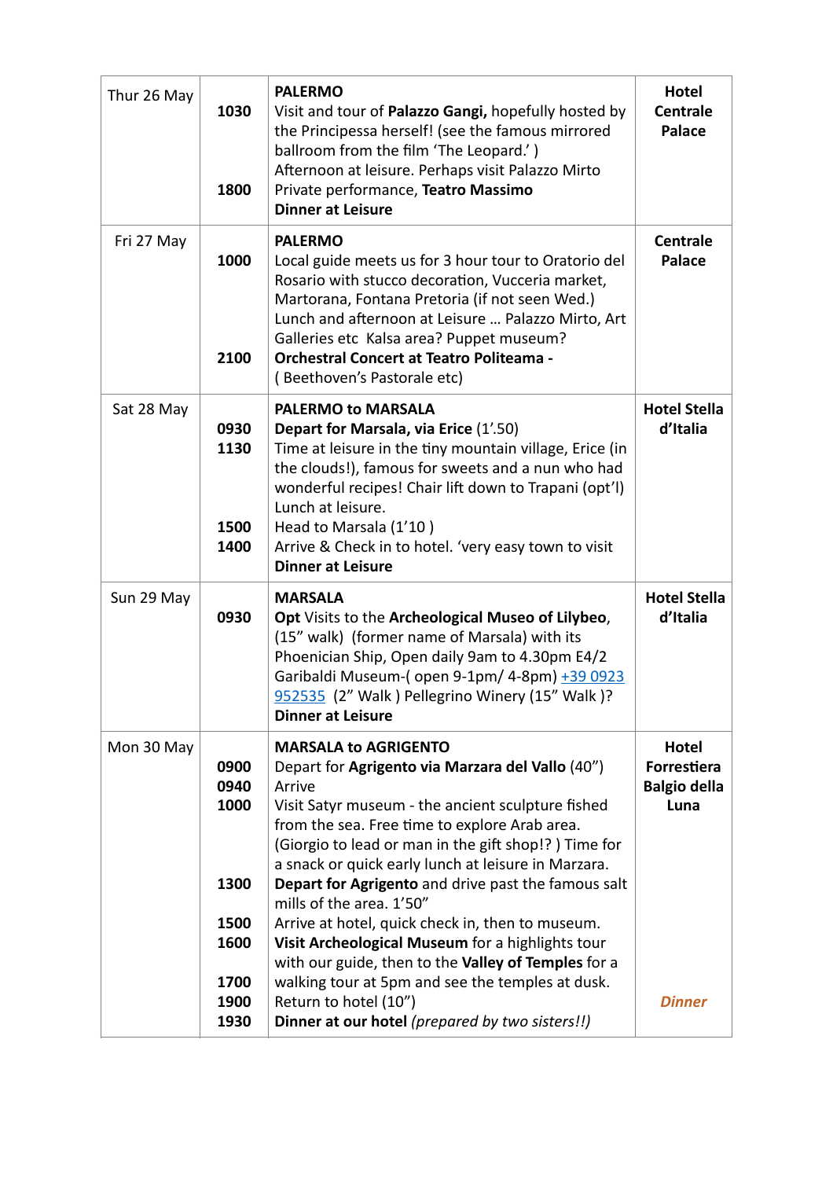| | | | |
|---|---|---|---|
| Thur 26 May | 1030<br><br><br><br>1800 | **PALERMO**<br>Visit and tour of **Palazzo Gangi,** hopefully hosted by the Principessa herself! (see the famous mirrored ballroom from the film 'The Leopard.' )<br>Afternoon at leisure. Perhaps visit Palazzo Mirto<br>Private performance, **Teatro Massimo**<br>**Dinner at Leisure** | **Hotel Centrale Palace** |
| Fri 27 May | 1000<br><br><br><br><br>2100 | **PALERMO**<br>Local guide meets us for 3 hour tour to Oratorio del Rosario with stucco decoration, Vucceria market, Martorana, Fontana Pretoria (if not seen Wed.)<br>Lunch and afternoon at Leisure … Palazzo Mirto, Art Galleries etc Kalsa area? Puppet museum?<br>**Orchestral Concert at Teatro Politeama -**<br>( Beethoven's Pastorale etc) | **Centrale Palace** |
| Sat 28 May | 0930<br>1130<br><br><br><br>1500<br>1400 | **PALERMO to MARSALA**<br>**Depart for Marsala, via Erice** (1'.50)<br>Time at leisure in the tiny mountain village, Erice (in the clouds!), famous for sweets and a nun who had wonderful recipes! Chair lift down to Trapani (opt'l)<br>Lunch at leisure.<br>Head to Marsala (1'10 )<br>Arrive & Check in to hotel. 'very easy town to visit<br>**Dinner at Leisure** | **Hotel Stella d'Italia** |
| Sun 29 May | 0930 | **MARSALA**<br>**Opt** Visits to the **Archeological Museo of Lilybeo**, (15" walk) (former name of Marsala) with its Phoenician Ship, Open daily 9am to 4.30pm E4/2<br>Garibaldi Museum-( open 9-1pm/ 4-8pm) +39 0923 952535 (2" Walk ) Pellegrino Winery (15" Walk )?<br>**Dinner at Leisure** | **Hotel Stella d'Italia** |
| Mon 30 May | 0900<br>0940<br>1000<br><br><br><br>1300<br><br>1500<br>1600<br><br>1700<br>1900<br>1930 | **MARSALA to AGRIGENTO**<br>Depart for **Agrigento via Marzara del Vallo** (40")<br>Arrive<br>Visit Satyr museum - the ancient sculpture fished from the sea. Free time to explore Arab area. (Giorgio to lead or man in the gift shop!? ) Time for a snack or quick early lunch at leisure in Marzara.<br>**Depart for Agrigento** and drive past the famous salt mills of the area. 1'50"<br>Arrive at hotel, quick check in, then to museum.<br>**Visit Archeological Museum** for a highlights tour with our guide, then to the **Valley of Temples** for a walking tour at 5pm and see the temples at dusk.<br>Return to hotel (10")<br>**Dinner at our hotel** *(prepared by two sisters!!)* | **Hotel Forrestiera Balgio della Luna**<br><br><br><br><br><br><br><br><br>***Dinner*** |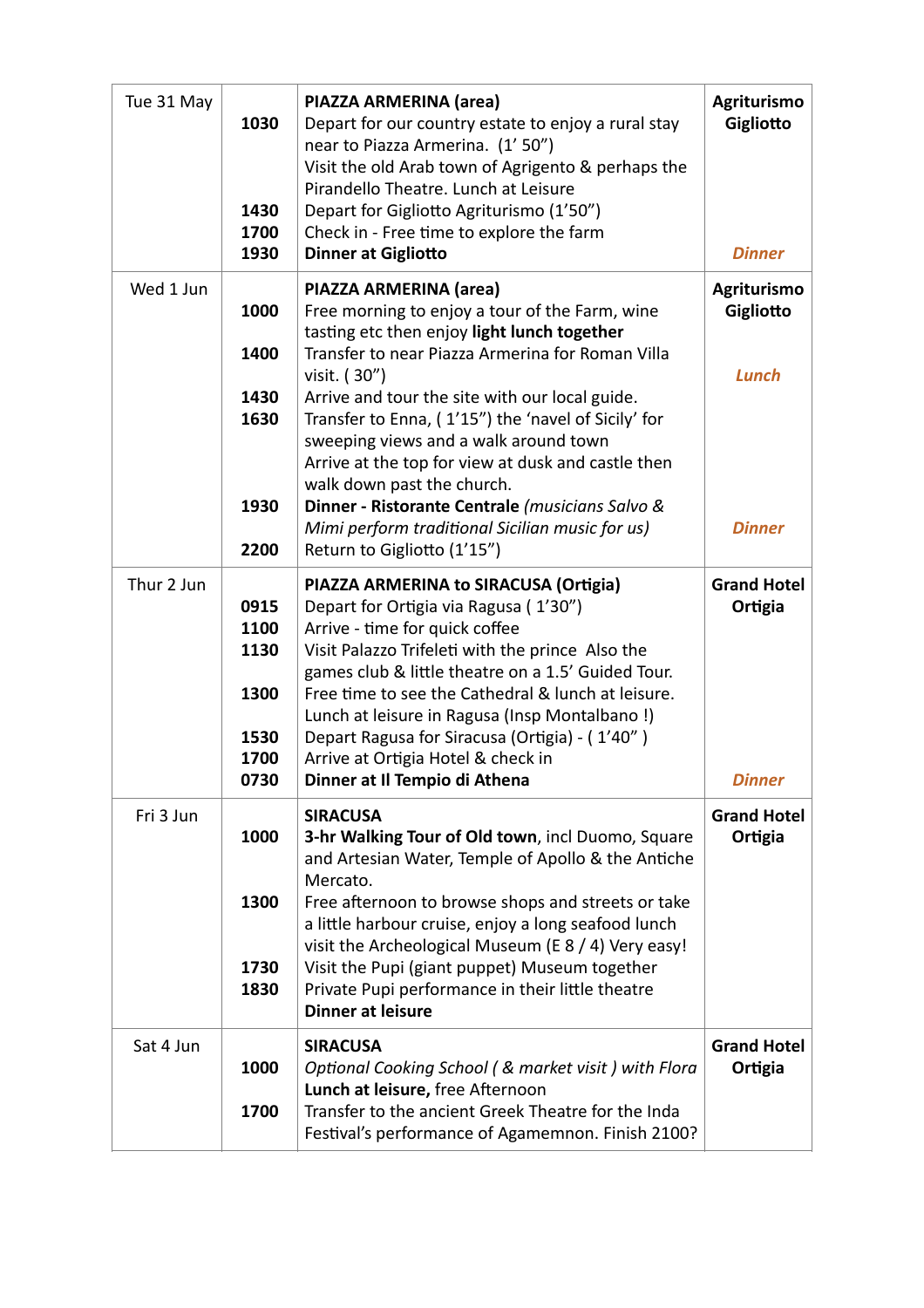| Tue 31 May | | **PIAZZA ARMERINA (area)** | **Agriturismo Gigliotto** |
|---|---|---|---|
| | 1030 | Depart for our country estate to enjoy a rural stay near to Piazza Armerina. (1' 50") | |
| | | Visit the old Arab town of Agrigento & perhaps the Pirandello Theatre. Lunch at Leisure | |
| | 1430 | Depart for Gigliotto Agriturismo (1'50") | |
| | 1700 | Check in - Free time to explore the farm | |
| | 1930 | **Dinner at Gigliotto** | ***Dinner*** |
| Wed 1 Jun | | **PIAZZA ARMERINA (area)** | **Agriturismo Gigliotto** |
| | 1000 | Free morning to enjoy a tour of the Farm, wine tasting etc then enjoy **light lunch together** | |
| | 1400 | Transfer to near Piazza Armerina for Roman Villa visit. ( 30") | ***Lunch*** |
| | 1430 | Arrive and tour the site with our local guide. | |
| | 1630 | Transfer to Enna, ( 1'15") the 'navel of Sicily' for sweeping views and a walk around town | |
| | | Arrive at the top for view at dusk and castle then walk down past the church. | |
| | 1930 | **Dinner - Ristorante Centrale** *(musicians Salvo & Mimi perform traditional Sicilian music for us)* | ***Dinner*** |
| | 2200 | Return to Gigliotto (1'15") | |
| Thur 2 Jun | | **PIAZZA ARMERINA to SIRACUSA (Ortigia)** | **Grand Hotel Ortigia** |
| | 0915 | Depart for Ortigia via Ragusa ( 1'30") | |
| | 1100 | Arrive - time for quick coffee | |
| | 1130 | Visit Palazzo Trifeleti with the prince Also the games club & little theatre on a 1.5' Guided Tour. | |
| | 1300 | Free time to see the Cathedral & lunch at leisure. | |
| | | Lunch at leisure in Ragusa (Insp Montalbano !) | |
| | 1530 | Depart Ragusa for Siracusa (Ortigia) - ( 1'40" ) | |
| | 1700 | Arrive at Ortigia Hotel & check in | |
| | 0730 | **Dinner at Il Tempio di Athena** | ***Dinner*** |
| Fri 3 Jun | | **SIRACUSA** | **Grand Hotel Ortigia** |
| | 1000 | **3-hr Walking Tour of Old town**, incl Duomo, Square and Artesian Water, Temple of Apollo & the Antiche Mercato. | |
| | 1300 | Free afternoon to browse shops and streets or take a little harbour cruise, enjoy a long seafood lunch visit the Archeological Museum (E 8 / 4) Very easy! | |
| | 1730 | Visit the Pupi (giant puppet) Museum together | |
| | 1830 | Private Pupi performance in their little theatre | |
| | | **Dinner at leisure** | |
| Sat 4 Jun | | **SIRACUSA** | **Grand Hotel Ortigia** |
| | 1000 | *Optional Cooking School ( & market visit ) with Flora* | |
| | | **Lunch at leisure,** free Afternoon | |
| | 1700 | Transfer to the ancient Greek Theatre for the Inda Festival's performance of Agamemnon. Finish 2100? | |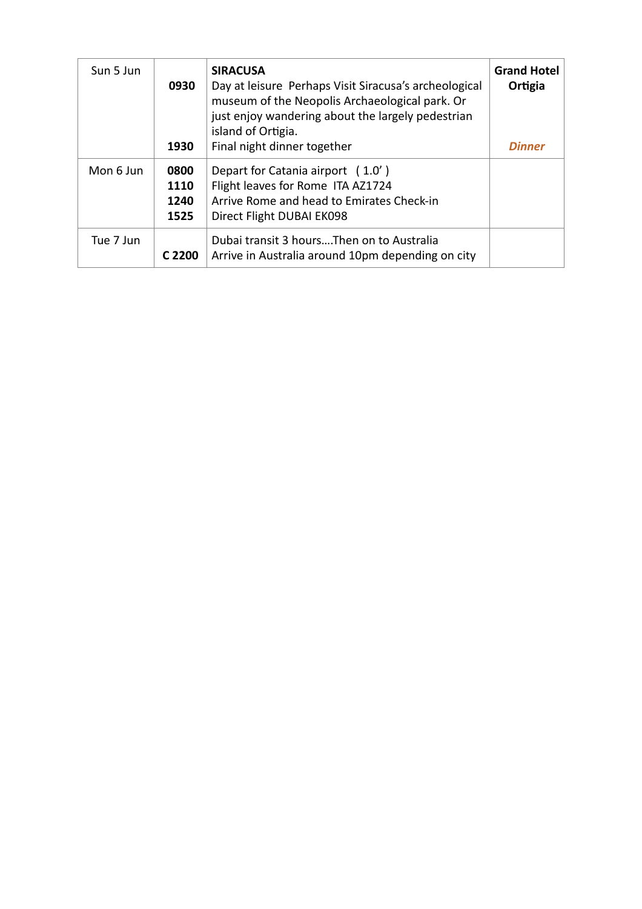| | | | |
|---|---|---|---|
| Sun 5 Jun | <br>**0930**<br><br><br><br>**1930** | **SIRACUSA**<br>Day at leisure Perhaps Visit Siracusa's archeological museum of the Neopolis Archaeological park. Or just enjoy wandering about the largely pedestrian island of Ortigia.<br>Final night dinner together | **Grand Hotel Ortigia**<br><br><br><br>***Dinner*** |
| Mon 6 Jun | **0800**<br>**1110**<br>**1240**<br>**1525** | Depart for Catania airport ( 1.0' )<br>Flight leaves for Rome ITA AZ1724<br>Arrive Rome and head to Emirates Check-in<br>Direct Flight DUBAI EK098 | |
| Tue 7 Jun | <br>**C 2200** | Dubai transit 3 hours….Then on to Australia<br>Arrive in Australia around 10pm depending on city | |